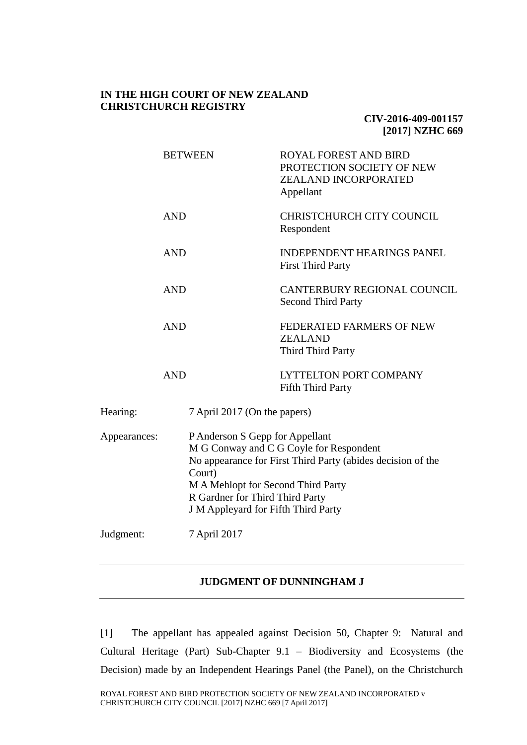**IN THE HIGH COURT OF NEW ZEALAND**
**CHRISTCHURCH REGISTRY**

**CIV-2016-409-001157**
**[2017] NZHC 669**

| | |
|---|---|
| BETWEEN | ROYAL FOREST AND BIRD PROTECTION SOCIETY OF NEW ZEALAND INCORPORATED<br>Appellant |
| AND | CHRISTCHURCH CITY COUNCIL<br>Respondent |
| AND | INDEPENDENT HEARINGS PANEL<br>First Third Party |
| AND | CANTERBURY REGIONAL COUNCIL<br>Second Third Party |
| AND | FEDERATED FARMERS OF NEW ZEALAND<br>Third Third Party |
| AND | LYTTELTON PORT COMPANY<br>Fifth Third Party |

Hearing: 7 April 2017 (On the papers)

Appearances: P Anderson S Gepp for Appellant
M G Conway and C G Coyle for Respondent
No appearance for First Third Party (abides decision of the Court)
M A Mehlopt for Second Third Party
R Gardner for Third Third Party
J M Appleyard for Fifth Third Party

Judgment: 7 April 2017

---

## JUDGMENT OF DUNNINGHAM J

---

[1] The appellant has appealed against Decision 50, Chapter 9: Natural and Cultural Heritage (Part) Sub-Chapter 9.1 – Biodiversity and Ecosystems (the Decision) made by an Independent Hearings Panel (the Panel), on the Christchurch

ROYAL FOREST AND BIRD PROTECTION SOCIETY OF NEW ZEALAND INCORPORATED v CHRISTCHURCH CITY COUNCIL [2017] NZHC 669 [7 April 2017]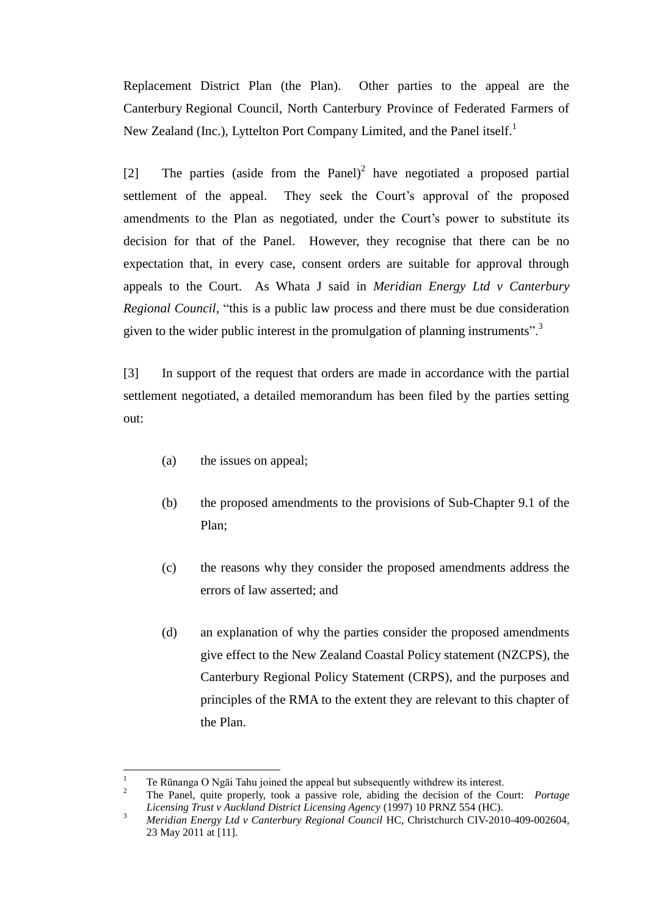Replacement District Plan (the Plan). Other parties to the appeal are the Canterbury Regional Council, North Canterbury Province of Federated Farmers of New Zealand (Inc.), Lyttelton Port Company Limited, and the Panel itself.[1]

[2] The parties (aside from the Panel)[2] have negotiated a proposed partial settlement of the appeal. They seek the Court's approval of the proposed amendments to the Plan as negotiated, under the Court's power to substitute its decision for that of the Panel. However, they recognise that there can be no expectation that, in every case, consent orders are suitable for approval through appeals to the Court. As Whata J said in *Meridian Energy Ltd v Canterbury Regional Council*, "this is a public law process and there must be due consideration given to the wider public interest in the promulgation of planning instruments".[3]

[3] In support of the request that orders are made in accordance with the partial settlement negotiated, a detailed memorandum has been filed by the parties setting out:

(a) the issues on appeal;

(b) the proposed amendments to the provisions of Sub-Chapter 9.1 of the Plan;

(c) the reasons why they consider the proposed amendments address the errors of law asserted; and

(d) an explanation of why the parties consider the proposed amendments give effect to the New Zealand Coastal Policy statement (NZCPS), the Canterbury Regional Policy Statement (CRPS), and the purposes and principles of the RMA to the extent they are relevant to this chapter of the Plan.

---

[1] Te Rūnanga O Ngāi Tahu joined the appeal but subsequently withdrew its interest.

[2] The Panel, quite properly, took a passive role, abiding the decision of the Court: *Portage Licensing Trust v Auckland District Licensing Agency* (1997) 10 PRNZ 554 (HC).

[3] *Meridian Energy Ltd v Canterbury Regional Council* HC, Christchurch CIV-2010-409-002604, 23 May 2011 at [11].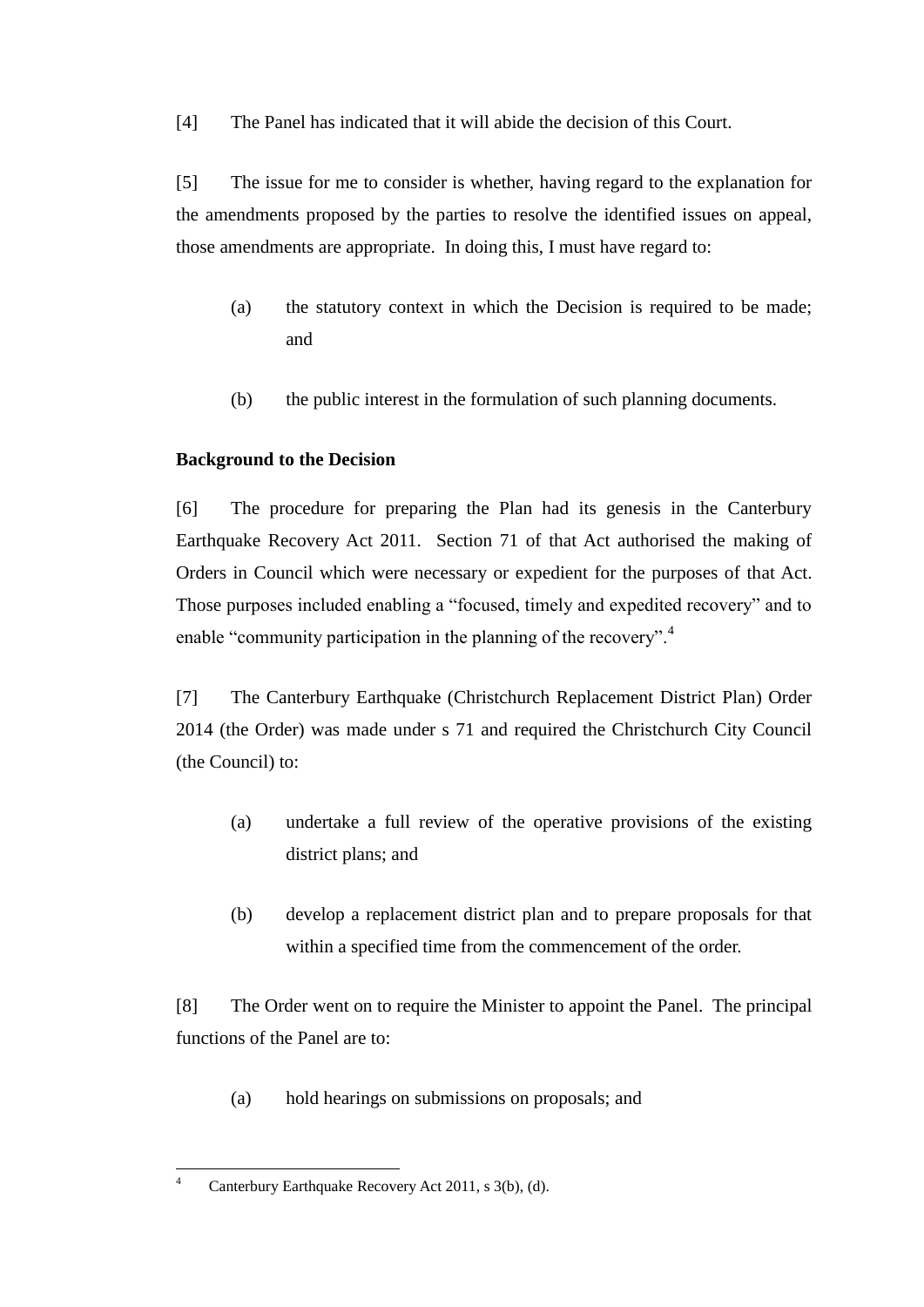[4] The Panel has indicated that it will abide the decision of this Court.

[5] The issue for me to consider is whether, having regard to the explanation for the amendments proposed by the parties to resolve the identified issues on appeal, those amendments are appropriate. In doing this, I must have regard to:

(a) the statutory context in which the Decision is required to be made; and

(b) the public interest in the formulation of such planning documents.

**Background to the Decision**

[6] The procedure for preparing the Plan had its genesis in the Canterbury Earthquake Recovery Act 2011. Section 71 of that Act authorised the making of Orders in Council which were necessary or expedient for the purposes of that Act. Those purposes included enabling a "focused, timely and expedited recovery" and to enable "community participation in the planning of the recovery".[4]

[7] The Canterbury Earthquake (Christchurch Replacement District Plan) Order 2014 (the Order) was made under s 71 and required the Christchurch City Council (the Council) to:

(a) undertake a full review of the operative provisions of the existing district plans; and

(b) develop a replacement district plan and to prepare proposals for that within a specified time from the commencement of the order.

[8] The Order went on to require the Minister to appoint the Panel. The principal functions of the Panel are to:

(a) hold hearings on submissions on proposals; and

---

[4] Canterbury Earthquake Recovery Act 2011, s 3(b), (d).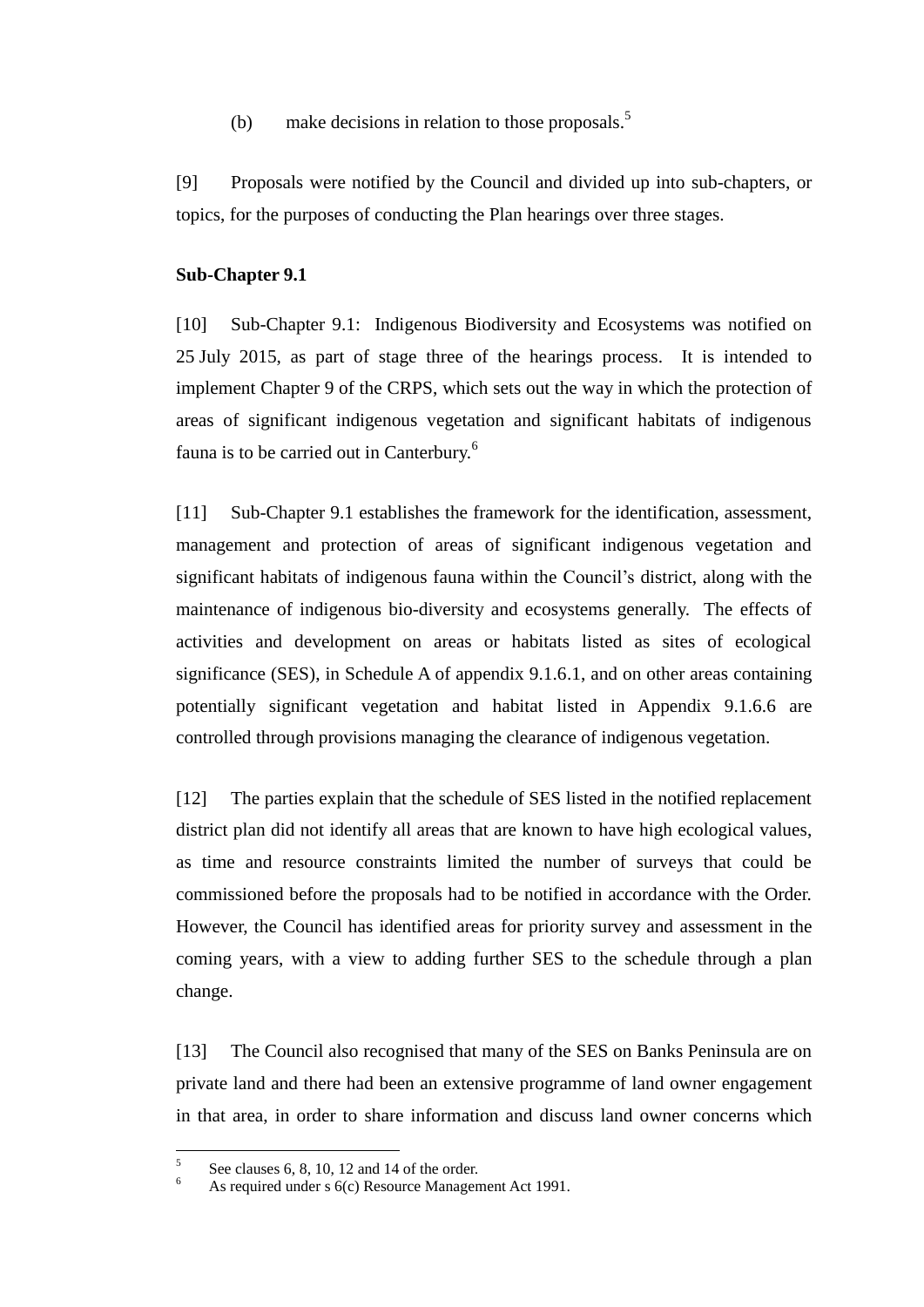(b) make decisions in relation to those proposals.[5]

[9] Proposals were notified by the Council and divided up into sub-chapters, or topics, for the purposes of conducting the Plan hearings over three stages.

**Sub-Chapter 9.1**

[10] Sub-Chapter 9.1: Indigenous Biodiversity and Ecosystems was notified on 25 July 2015, as part of stage three of the hearings process. It is intended to implement Chapter 9 of the CRPS, which sets out the way in which the protection of areas of significant indigenous vegetation and significant habitats of indigenous fauna is to be carried out in Canterbury.[6]

[11] Sub-Chapter 9.1 establishes the framework for the identification, assessment, management and protection of areas of significant indigenous vegetation and significant habitats of indigenous fauna within the Council's district, along with the maintenance of indigenous bio-diversity and ecosystems generally. The effects of activities and development on areas or habitats listed as sites of ecological significance (SES), in Schedule A of appendix 9.1.6.1, and on other areas containing potentially significant vegetation and habitat listed in Appendix 9.1.6.6 are controlled through provisions managing the clearance of indigenous vegetation.

[12] The parties explain that the schedule of SES listed in the notified replacement district plan did not identify all areas that are known to have high ecological values, as time and resource constraints limited the number of surveys that could be commissioned before the proposals had to be notified in accordance with the Order. However, the Council has identified areas for priority survey and assessment in the coming years, with a view to adding further SES to the schedule through a plan change.

[13] The Council also recognised that many of the SES on Banks Peninsula are on private land and there had been an extensive programme of land owner engagement in that area, in order to share information and discuss land owner concerns which

---

[5] See clauses 6, 8, 10, 12 and 14 of the order.

[6] As required under s 6(c) Resource Management Act 1991.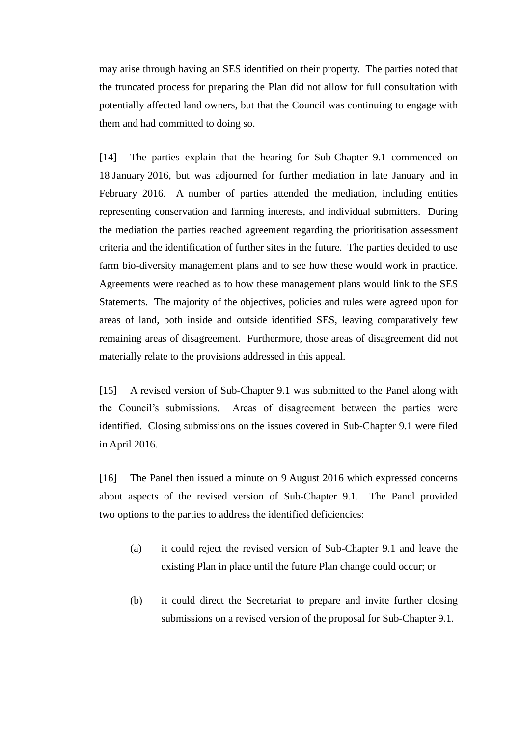may arise through having an SES identified on their property. The parties noted that the truncated process for preparing the Plan did not allow for full consultation with potentially affected land owners, but that the Council was continuing to engage with them and had committed to doing so.

[14] The parties explain that the hearing for Sub-Chapter 9.1 commenced on 18 January 2016, but was adjourned for further mediation in late January and in February 2016. A number of parties attended the mediation, including entities representing conservation and farming interests, and individual submitters. During the mediation the parties reached agreement regarding the prioritisation assessment criteria and the identification of further sites in the future. The parties decided to use farm bio-diversity management plans and to see how these would work in practice. Agreements were reached as to how these management plans would link to the SES Statements. The majority of the objectives, policies and rules were agreed upon for areas of land, both inside and outside identified SES, leaving comparatively few remaining areas of disagreement. Furthermore, those areas of disagreement did not materially relate to the provisions addressed in this appeal.

[15] A revised version of Sub-Chapter 9.1 was submitted to the Panel along with the Council's submissions. Areas of disagreement between the parties were identified. Closing submissions on the issues covered in Sub-Chapter 9.1 were filed in April 2016.

[16] The Panel then issued a minute on 9 August 2016 which expressed concerns about aspects of the revised version of Sub-Chapter 9.1. The Panel provided two options to the parties to address the identified deficiencies:

(a) it could reject the revised version of Sub-Chapter 9.1 and leave the existing Plan in place until the future Plan change could occur; or

(b) it could direct the Secretariat to prepare and invite further closing submissions on a revised version of the proposal for Sub-Chapter 9.1.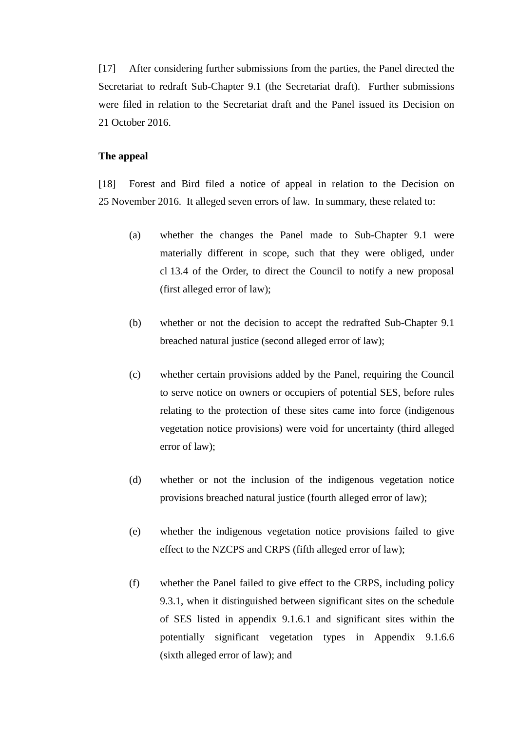[17] After considering further submissions from the parties, the Panel directed the Secretariat to redraft Sub-Chapter 9.1 (the Secretariat draft). Further submissions were filed in relation to the Secretariat draft and the Panel issued its Decision on 21 October 2016.

**The appeal**

[18] Forest and Bird filed a notice of appeal in relation to the Decision on 25 November 2016. It alleged seven errors of law. In summary, these related to:

(a) whether the changes the Panel made to Sub-Chapter 9.1 were materially different in scope, such that they were obliged, under cl 13.4 of the Order, to direct the Council to notify a new proposal (first alleged error of law);

(b) whether or not the decision to accept the redrafted Sub-Chapter 9.1 breached natural justice (second alleged error of law);

(c) whether certain provisions added by the Panel, requiring the Council to serve notice on owners or occupiers of potential SES, before rules relating to the protection of these sites came into force (indigenous vegetation notice provisions) were void for uncertainty (third alleged error of law);

(d) whether or not the inclusion of the indigenous vegetation notice provisions breached natural justice (fourth alleged error of law);

(e) whether the indigenous vegetation notice provisions failed to give effect to the NZCPS and CRPS (fifth alleged error of law);

(f) whether the Panel failed to give effect to the CRPS, including policy 9.3.1, when it distinguished between significant sites on the schedule of SES listed in appendix 9.1.6.1 and significant sites within the potentially significant vegetation types in Appendix 9.1.6.6 (sixth alleged error of law); and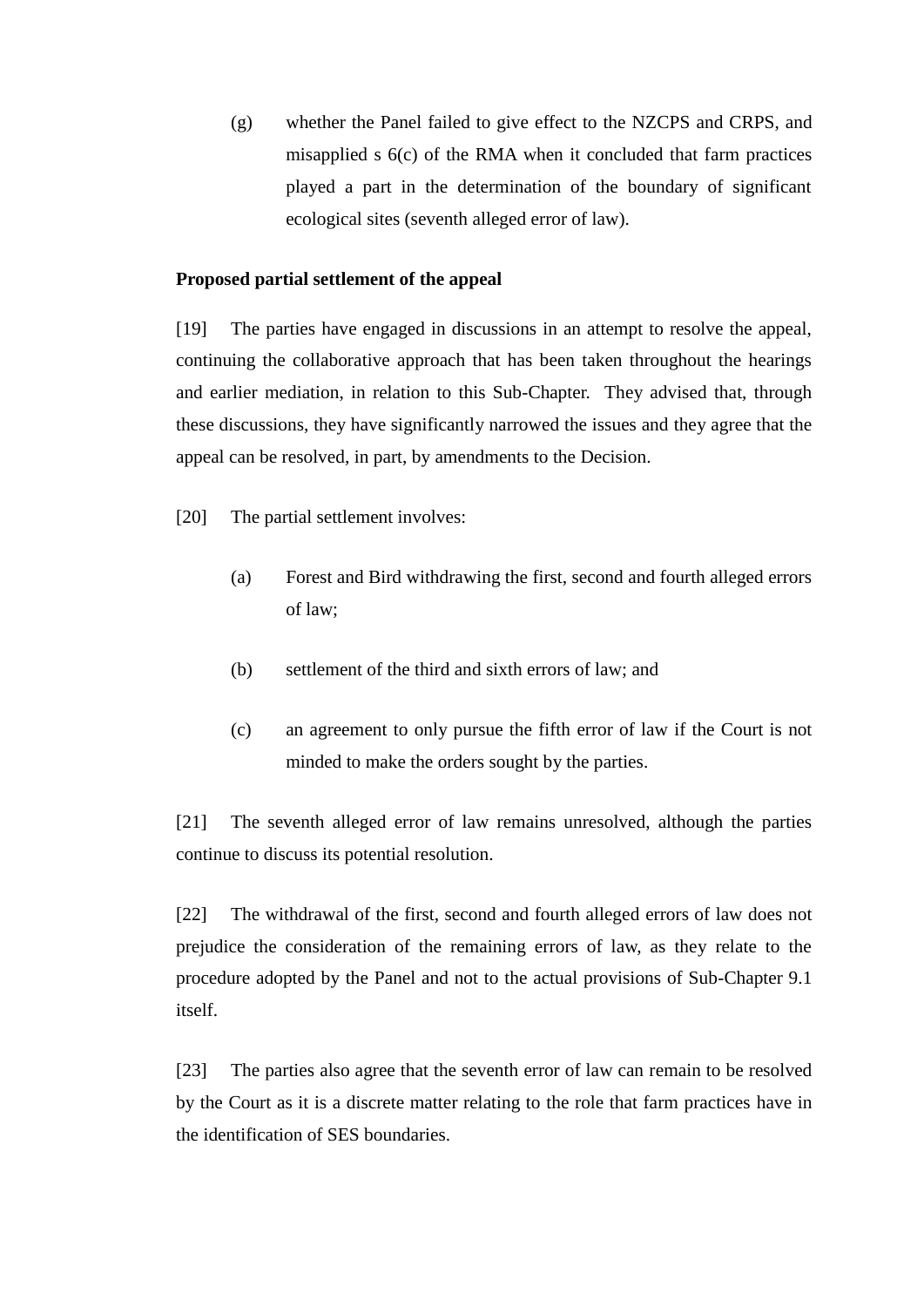(g) whether the Panel failed to give effect to the NZCPS and CRPS, and misapplied s 6(c) of the RMA when it concluded that farm practices played a part in the determination of the boundary of significant ecological sites (seventh alleged error of law).

**Proposed partial settlement of the appeal**

[19] The parties have engaged in discussions in an attempt to resolve the appeal, continuing the collaborative approach that has been taken throughout the hearings and earlier mediation, in relation to this Sub-Chapter. They advised that, through these discussions, they have significantly narrowed the issues and they agree that the appeal can be resolved, in part, by amendments to the Decision.

[20] The partial settlement involves:

(a) Forest and Bird withdrawing the first, second and fourth alleged errors of law;

(b) settlement of the third and sixth errors of law; and

(c) an agreement to only pursue the fifth error of law if the Court is not minded to make the orders sought by the parties.

[21] The seventh alleged error of law remains unresolved, although the parties continue to discuss its potential resolution.

[22] The withdrawal of the first, second and fourth alleged errors of law does not prejudice the consideration of the remaining errors of law, as they relate to the procedure adopted by the Panel and not to the actual provisions of Sub-Chapter 9.1 itself.

[23] The parties also agree that the seventh error of law can remain to be resolved by the Court as it is a discrete matter relating to the role that farm practices have in the identification of SES boundaries.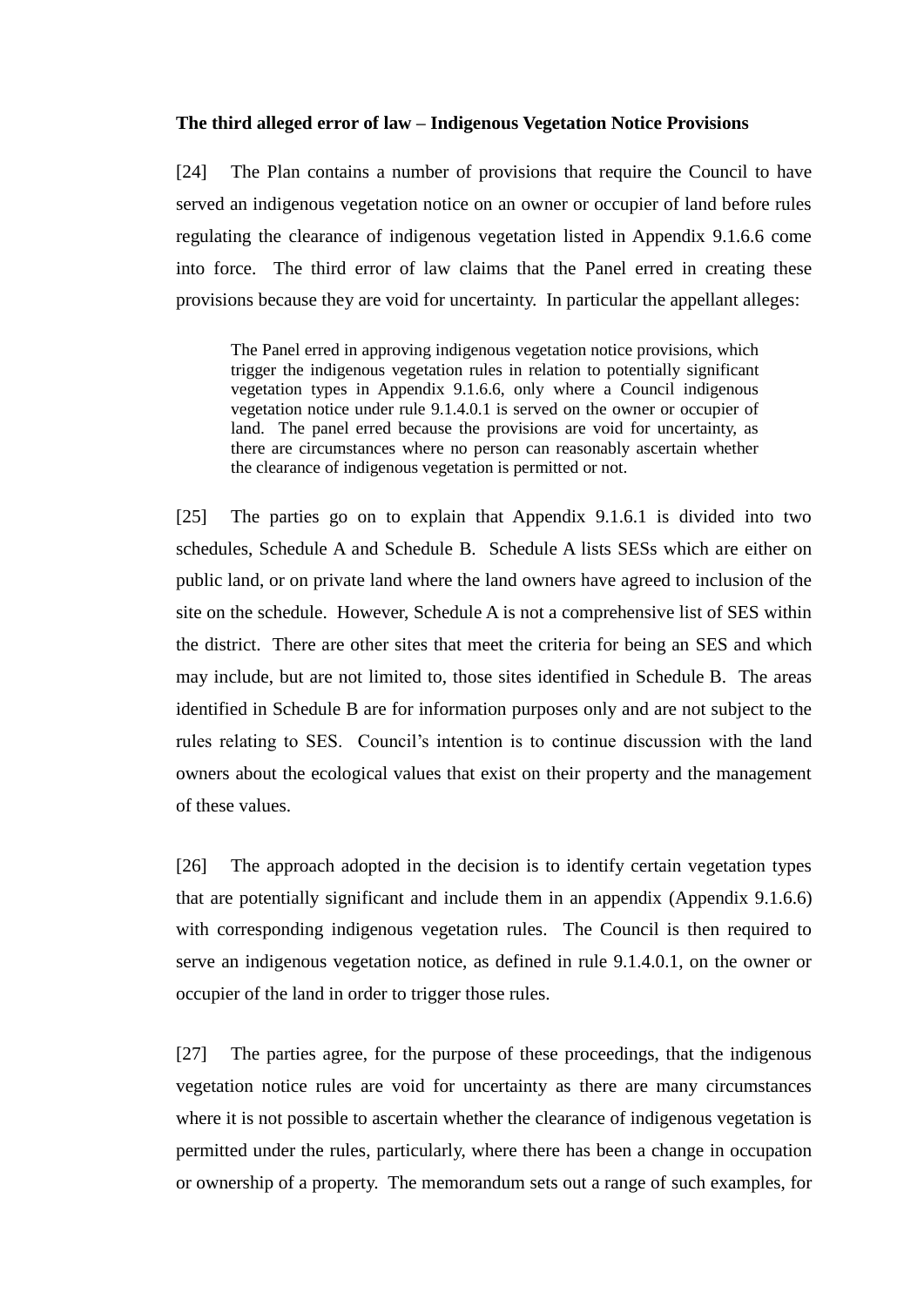**The third alleged error of law – Indigenous Vegetation Notice Provisions**

[24] The Plan contains a number of provisions that require the Council to have served an indigenous vegetation notice on an owner or occupier of land before rules regulating the clearance of indigenous vegetation listed in Appendix 9.1.6.6 come into force. The third error of law claims that the Panel erred in creating these provisions because they are void for uncertainty. In particular the appellant alleges:

> The Panel erred in approving indigenous vegetation notice provisions, which trigger the indigenous vegetation rules in relation to potentially significant vegetation types in Appendix 9.1.6.6, only where a Council indigenous vegetation notice under rule 9.1.4.0.1 is served on the owner or occupier of land. The panel erred because the provisions are void for uncertainty, as there are circumstances where no person can reasonably ascertain whether the clearance of indigenous vegetation is permitted or not.

[25] The parties go on to explain that Appendix 9.1.6.1 is divided into two schedules, Schedule A and Schedule B. Schedule A lists SESs which are either on public land, or on private land where the land owners have agreed to inclusion of the site on the schedule. However, Schedule A is not a comprehensive list of SES within the district. There are other sites that meet the criteria for being an SES and which may include, but are not limited to, those sites identified in Schedule B. The areas identified in Schedule B are for information purposes only and are not subject to the rules relating to SES. Council's intention is to continue discussion with the land owners about the ecological values that exist on their property and the management of these values.

[26] The approach adopted in the decision is to identify certain vegetation types that are potentially significant and include them in an appendix (Appendix 9.1.6.6) with corresponding indigenous vegetation rules. The Council is then required to serve an indigenous vegetation notice, as defined in rule 9.1.4.0.1, on the owner or occupier of the land in order to trigger those rules.

[27] The parties agree, for the purpose of these proceedings, that the indigenous vegetation notice rules are void for uncertainty as there are many circumstances where it is not possible to ascertain whether the clearance of indigenous vegetation is permitted under the rules, particularly, where there has been a change in occupation or ownership of a property. The memorandum sets out a range of such examples, for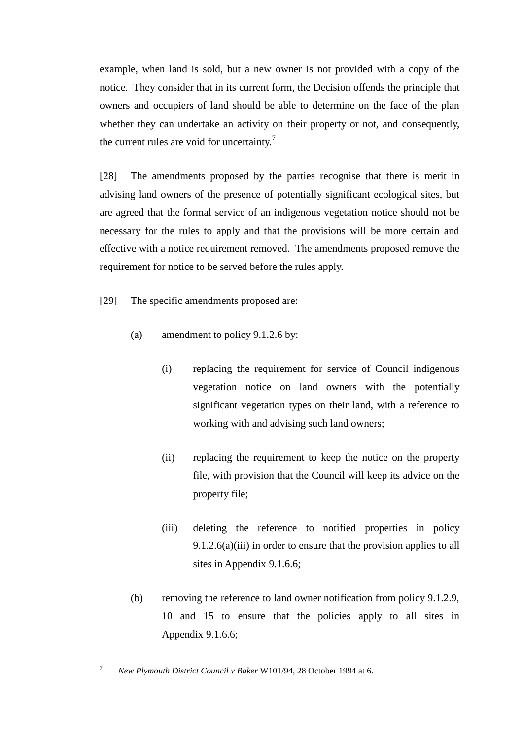example, when land is sold, but a new owner is not provided with a copy of the notice. They consider that in its current form, the Decision offends the principle that owners and occupiers of land should be able to determine on the face of the plan whether they can undertake an activity on their property or not, and consequently, the current rules are void for uncertainty.[7]

[28] The amendments proposed by the parties recognise that there is merit in advising land owners of the presence of potentially significant ecological sites, but are agreed that the formal service of an indigenous vegetation notice should not be necessary for the rules to apply and that the provisions will be more certain and effective with a notice requirement removed. The amendments proposed remove the requirement for notice to be served before the rules apply.

[29] The specific amendments proposed are:

(a) amendment to policy 9.1.2.6 by:

 (i) replacing the requirement for service of Council indigenous vegetation notice on land owners with the potentially significant vegetation types on their land, with a reference to working with and advising such land owners;

 (ii) replacing the requirement to keep the notice on the property file, with provision that the Council will keep its advice on the property file;

 (iii) deleting the reference to notified properties in policy 9.1.2.6(a)(iii) in order to ensure that the provision applies to all sites in Appendix 9.1.6.6;

(b) removing the reference to land owner notification from policy 9.1.2.9, 10 and 15 to ensure that the policies apply to all sites in Appendix 9.1.6.6;

---

[7] *New Plymouth District Council v Baker* W101/94, 28 October 1994 at 6.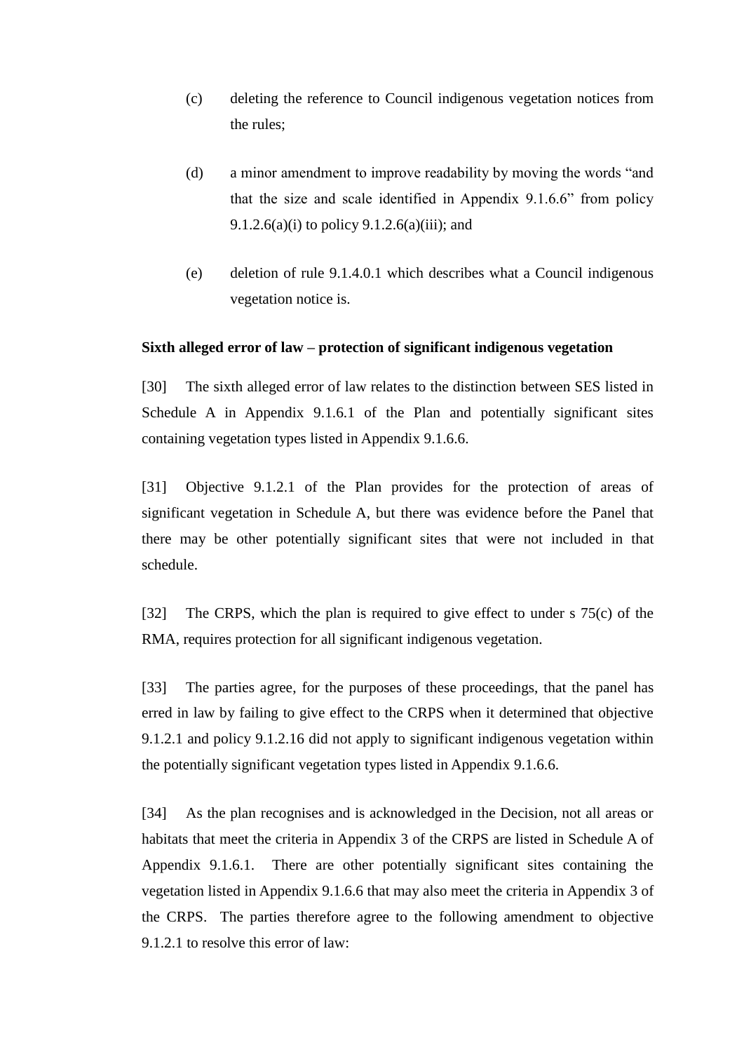(c) deleting the reference to Council indigenous vegetation notices from the rules;

(d) a minor amendment to improve readability by moving the words "and that the size and scale identified in Appendix 9.1.6.6" from policy 9.1.2.6(a)(i) to policy 9.1.2.6(a)(iii); and

(e) deletion of rule 9.1.4.0.1 which describes what a Council indigenous vegetation notice is.

**Sixth alleged error of law – protection of significant indigenous vegetation**

[30] The sixth alleged error of law relates to the distinction between SES listed in Schedule A in Appendix 9.1.6.1 of the Plan and potentially significant sites containing vegetation types listed in Appendix 9.1.6.6.

[31] Objective 9.1.2.1 of the Plan provides for the protection of areas of significant vegetation in Schedule A, but there was evidence before the Panel that there may be other potentially significant sites that were not included in that schedule.

[32] The CRPS, which the plan is required to give effect to under s 75(c) of the RMA, requires protection for all significant indigenous vegetation.

[33] The parties agree, for the purposes of these proceedings, that the panel has erred in law by failing to give effect to the CRPS when it determined that objective 9.1.2.1 and policy 9.1.2.16 did not apply to significant indigenous vegetation within the potentially significant vegetation types listed in Appendix 9.1.6.6.

[34] As the plan recognises and is acknowledged in the Decision, not all areas or habitats that meet the criteria in Appendix 3 of the CRPS are listed in Schedule A of Appendix 9.1.6.1. There are other potentially significant sites containing the vegetation listed in Appendix 9.1.6.6 that may also meet the criteria in Appendix 3 of the CRPS. The parties therefore agree to the following amendment to objective 9.1.2.1 to resolve this error of law: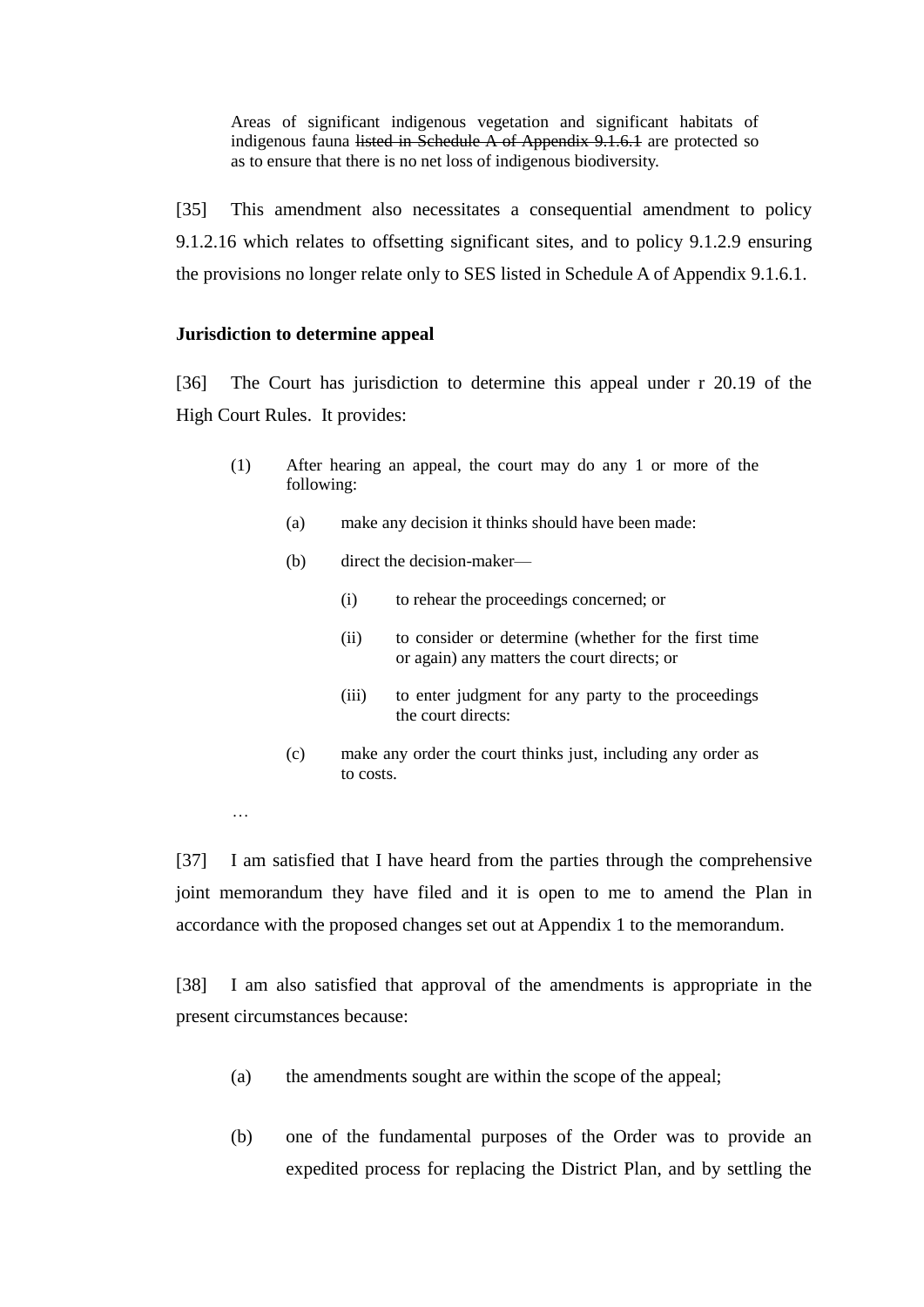> Areas of significant indigenous vegetation and significant habitats of indigenous fauna ~~listed in Schedule A of Appendix 9.1.6.1~~ are protected so as to ensure that there is no net loss of indigenous biodiversity.

[35] This amendment also necessitates a consequential amendment to policy 9.1.2.16 which relates to offsetting significant sites, and to policy 9.1.2.9 ensuring the provisions no longer relate only to SES listed in Schedule A of Appendix 9.1.6.1.

**Jurisdiction to determine appeal**

[36] The Court has jurisdiction to determine this appeal under r 20.19 of the High Court Rules. It provides:

> (1) After hearing an appeal, the court may do any 1 or more of the following:
>
> (a) make any decision it thinks should have been made:
>
> (b) direct the decision-maker—
>
> (i) to rehear the proceedings concerned; or
>
> (ii) to consider or determine (whether for the first time or again) any matters the court directs; or
>
> (iii) to enter judgment for any party to the proceedings the court directs:
>
> (c) make any order the court thinks just, including any order as to costs.
>
> …

[37] I am satisfied that I have heard from the parties through the comprehensive joint memorandum they have filed and it is open to me to amend the Plan in accordance with the proposed changes set out at Appendix 1 to the memorandum.

[38] I am also satisfied that approval of the amendments is appropriate in the present circumstances because:

(a) the amendments sought are within the scope of the appeal;

(b) one of the fundamental purposes of the Order was to provide an expedited process for replacing the District Plan, and by settling the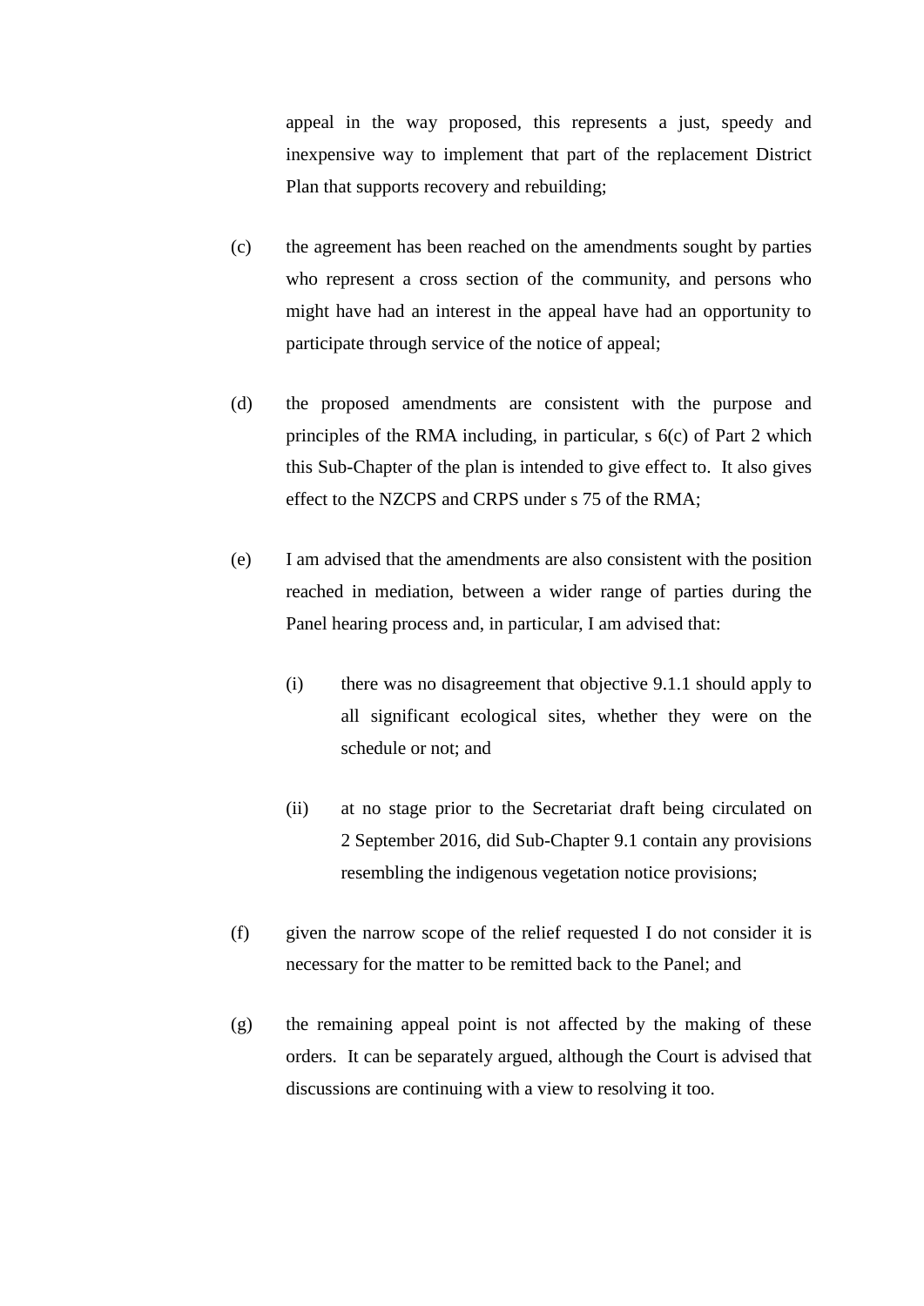appeal in the way proposed, this represents a just, speedy and inexpensive way to implement that part of the replacement District Plan that supports recovery and rebuilding;

(c) the agreement has been reached on the amendments sought by parties who represent a cross section of the community, and persons who might have had an interest in the appeal have had an opportunity to participate through service of the notice of appeal;

(d) the proposed amendments are consistent with the purpose and principles of the RMA including, in particular, s 6(c) of Part 2 which this Sub-Chapter of the plan is intended to give effect to. It also gives effect to the NZCPS and CRPS under s 75 of the RMA;

(e) I am advised that the amendments are also consistent with the position reached in mediation, between a wider range of parties during the Panel hearing process and, in particular, I am advised that:

    (i) there was no disagreement that objective 9.1.1 should apply to all significant ecological sites, whether they were on the schedule or not; and

    (ii) at no stage prior to the Secretariat draft being circulated on 2 September 2016, did Sub-Chapter 9.1 contain any provisions resembling the indigenous vegetation notice provisions;

(f) given the narrow scope of the relief requested I do not consider it is necessary for the matter to be remitted back to the Panel; and

(g) the remaining appeal point is not affected by the making of these orders. It can be separately argued, although the Court is advised that discussions are continuing with a view to resolving it too.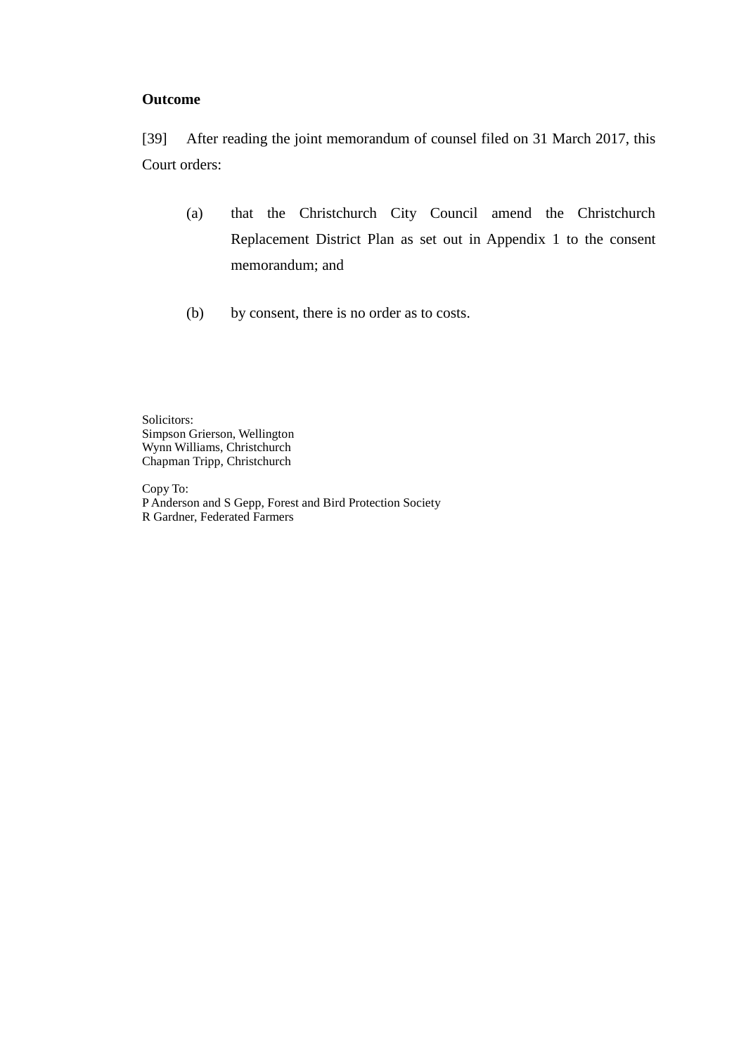**Outcome**

[39] After reading the joint memorandum of counsel filed on 31 March 2017, this Court orders:

(a) that the Christchurch City Council amend the Christchurch Replacement District Plan as set out in Appendix 1 to the consent memorandum; and

(b) by consent, there is no order as to costs.

Solicitors:
Simpson Grierson, Wellington
Wynn Williams, Christchurch
Chapman Tripp, Christchurch

Copy To:
P Anderson and S Gepp, Forest and Bird Protection Society
R Gardner, Federated Farmers